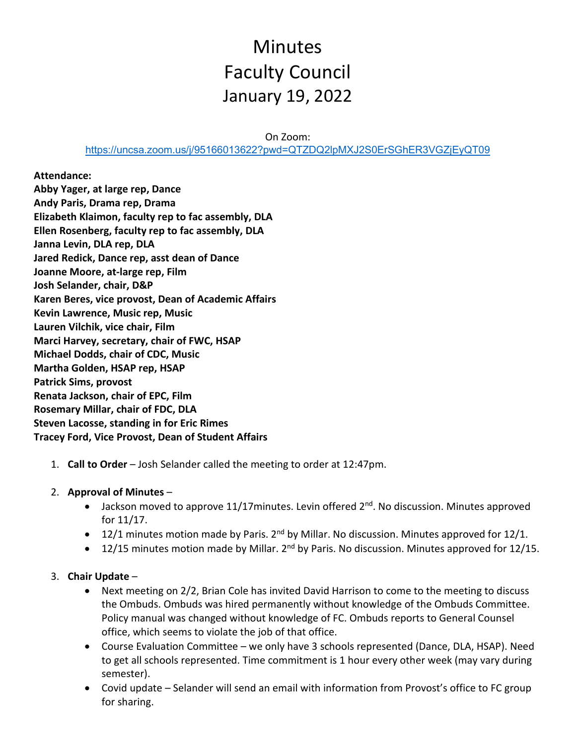# Minutes
# Faculty Council
# January 19, 2022

On Zoom:
https://uncsa.zoom.us/j/95166013622?pwd=QTZDQ2lpMXJ2S0ErSGhER3VGZjEyQT09

**Attendance:**
**Abby Yager, at large rep, Dance**
**Andy Paris, Drama rep, Drama**
**Elizabeth Klaimon, faculty rep to fac assembly, DLA**
**Ellen Rosenberg, faculty rep to fac assembly, DLA**
**Janna Levin, DLA rep, DLA**
**Jared Redick, Dance rep, asst dean of Dance**
**Joanne Moore, at-large rep, Film**
**Josh Selander, chair, D&P**
**Karen Beres, vice provost, Dean of Academic Affairs**
**Kevin Lawrence, Music rep, Music**
**Lauren Vilchik, vice chair, Film**
**Marci Harvey, secretary, chair of FWC, HSAP**
**Michael Dodds, chair of CDC, Music**
**Martha Golden, HSAP rep, HSAP**
**Patrick Sims, provost**
**Renata Jackson, chair of EPC, Film**
**Rosemary Millar, chair of FDC, DLA**
**Steven Lacosse, standing in for Eric Rimes**
**Tracey Ford, Vice Provost, Dean of Student Affairs**

1. **Call to Order** – Josh Selander called the meeting to order at 12:47pm.

2. **Approval of Minutes** –
   - Jackson moved to approve 11/17minutes. Levin offered 2nd. No discussion. Minutes approved for 11/17.
   - 12/1 minutes motion made by Paris. 2nd by Millar. No discussion. Minutes approved for 12/1.
   - 12/15 minutes motion made by Millar. 2nd by Paris. No discussion. Minutes approved for 12/15.

3. **Chair Update** –
   - Next meeting on 2/2, Brian Cole has invited David Harrison to come to the meeting to discuss the Ombuds. Ombuds was hired permanently without knowledge of the Ombuds Committee. Policy manual was changed without knowledge of FC. Ombuds reports to General Counsel office, which seems to violate the job of that office.
   - Course Evaluation Committee – we only have 3 schools represented (Dance, DLA, HSAP). Need to get all schools represented. Time commitment is 1 hour every other week (may vary during semester).
   - Covid update – Selander will send an email with information from Provost's office to FC group for sharing.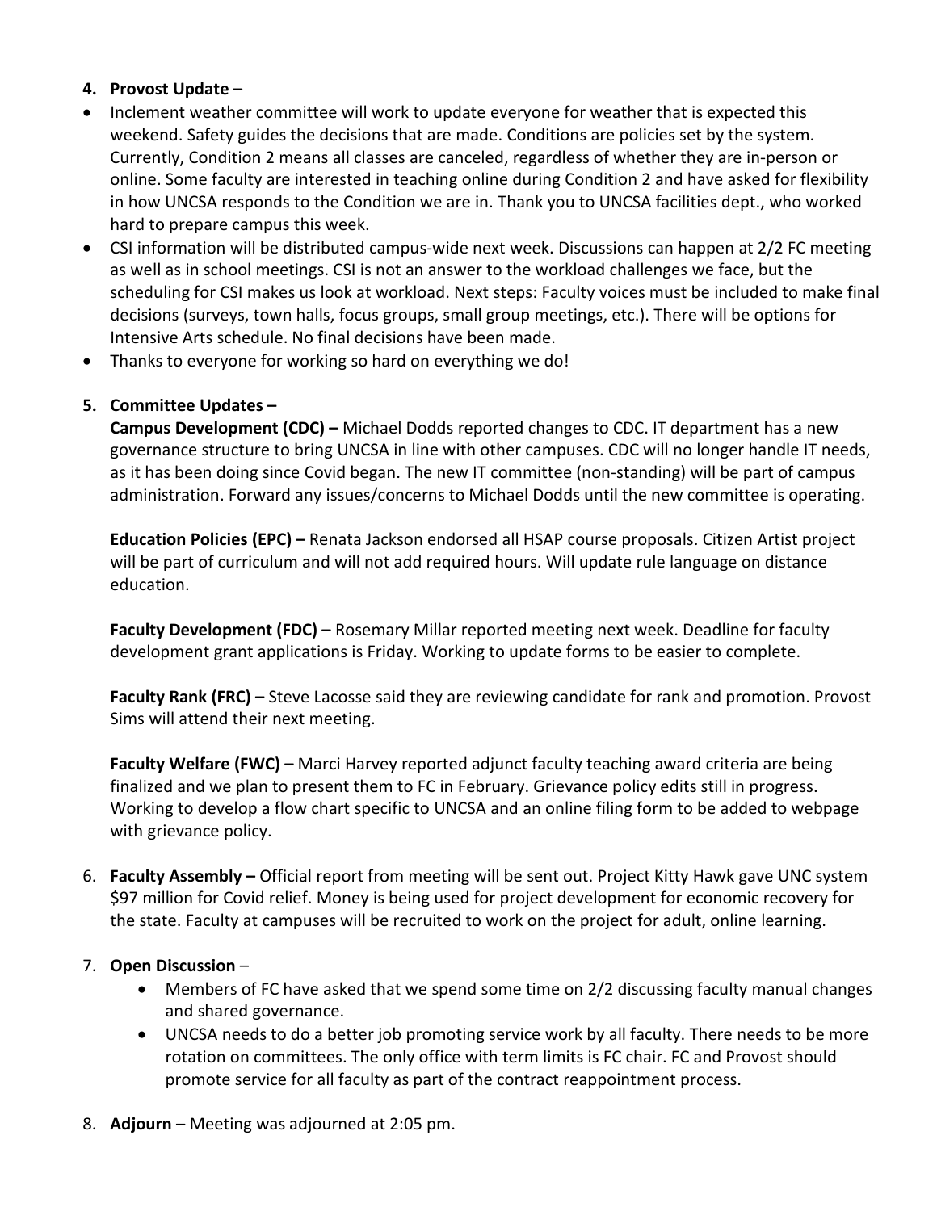4. **Provost Update –**

- Inclement weather committee will work to update everyone for weather that is expected this weekend. Safety guides the decisions that are made. Conditions are policies set by the system. Currently, Condition 2 means all classes are canceled, regardless of whether they are in-person or online. Some faculty are interested in teaching online during Condition 2 and have asked for flexibility in how UNCSA responds to the Condition we are in. Thank you to UNCSA facilities dept., who worked hard to prepare campus this week.
- CSI information will be distributed campus-wide next week. Discussions can happen at 2/2 FC meeting as well as in school meetings. CSI is not an answer to the workload challenges we face, but the scheduling for CSI makes us look at workload. Next steps: Faculty voices must be included to make final decisions (surveys, town halls, focus groups, small group meetings, etc.). There will be options for Intensive Arts schedule. No final decisions have been made.
- Thanks to everyone for working so hard on everything we do!

5. **Committee Updates –**

   **Campus Development (CDC) –** Michael Dodds reported changes to CDC. IT department has a new governance structure to bring UNCSA in line with other campuses. CDC will no longer handle IT needs, as it has been doing since Covid began. The new IT committee (non-standing) will be part of campus administration. Forward any issues/concerns to Michael Dodds until the new committee is operating.

   **Education Policies (EPC) –** Renata Jackson endorsed all HSAP course proposals. Citizen Artist project will be part of curriculum and will not add required hours. Will update rule language on distance education.

   **Faculty Development (FDC) –** Rosemary Millar reported meeting next week. Deadline for faculty development grant applications is Friday. Working to update forms to be easier to complete.

   **Faculty Rank (FRC) –** Steve Lacosse said they are reviewing candidate for rank and promotion. Provost Sims will attend their next meeting.

   **Faculty Welfare (FWC) –** Marci Harvey reported adjunct faculty teaching award criteria are being finalized and we plan to present them to FC in February. Grievance policy edits still in progress. Working to develop a flow chart specific to UNCSA and an online filing form to be added to webpage with grievance policy.

6. **Faculty Assembly –** Official report from meeting will be sent out. Project Kitty Hawk gave UNC system $97 million for Covid relief. Money is being used for project development for economic recovery for the state. Faculty at campuses will be recruited to work on the project for adult, online learning.

7. **Open Discussion** –
   - Members of FC have asked that we spend some time on 2/2 discussing faculty manual changes and shared governance.
   - UNCSA needs to do a better job promoting service work by all faculty. There needs to be more rotation on committees. The only office with term limits is FC chair. FC and Provost should promote service for all faculty as part of the contract reappointment process.

8. **Adjourn** – Meeting was adjourned at 2:05 pm.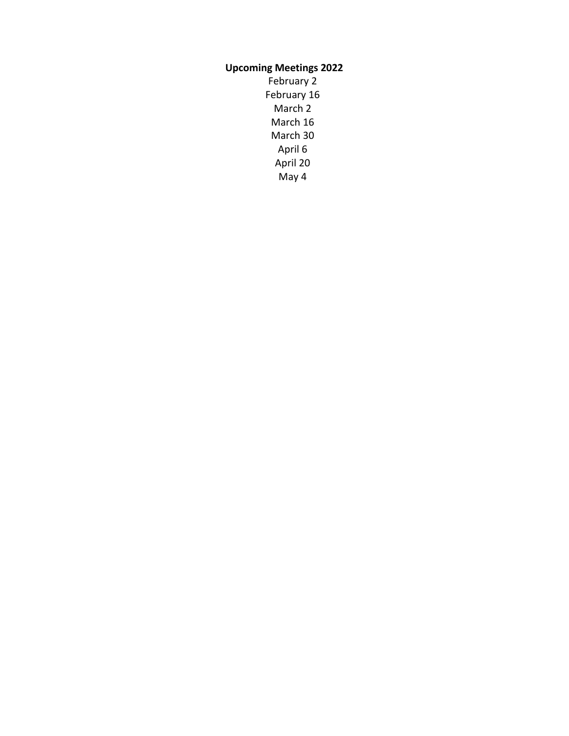**Upcoming Meetings 2022**

February 2
February 16
March 2
March 16
March 30
April 6
April 20
May 4